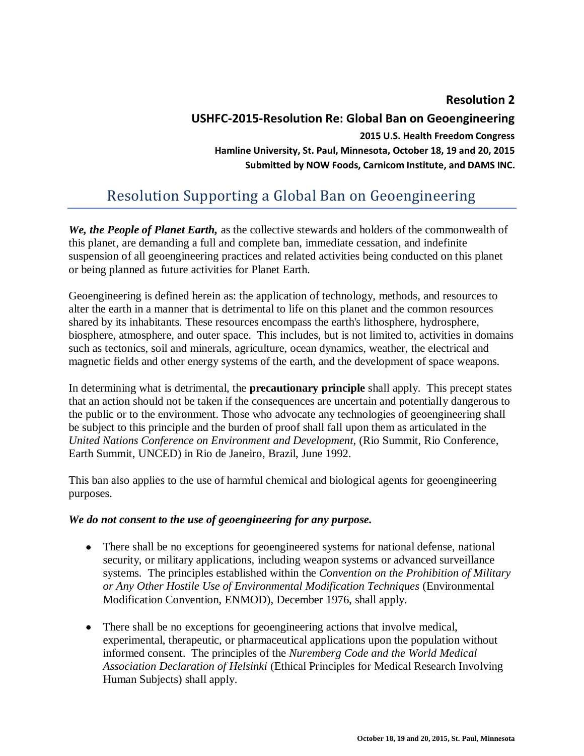**Resolution 2**

**USHFC-2015-Resolution Re: Global Ban on Geoengineering**

**2015 U.S. Health Freedom Congress**

**Hamline University, St. Paul, Minnesota, October 18, 19 and 20, 2015**

**Submitted by NOW Foods, Carnicom Institute, and DAMS INC.**

# Resolution Supporting a Global Ban on Geoengineering

***We, the People of Planet Earth,*** as the collective stewards and holders of the commonwealth of this planet, are demanding a full and complete ban, immediate cessation, and indefinite suspension of all geoengineering practices and related activities being conducted on this planet or being planned as future activities for Planet Earth.

Geoengineering is defined herein as: the application of technology, methods, and resources to alter the earth in a manner that is detrimental to life on this planet and the common resources shared by its inhabitants. These resources encompass the earth's lithosphere, hydrosphere, biosphere, atmosphere, and outer space. This includes, but is not limited to, activities in domains such as tectonics, soil and minerals, agriculture, ocean dynamics, weather, the electrical and magnetic fields and other energy systems of the earth, and the development of space weapons.

In determining what is detrimental, the **precautionary principle** shall apply. This precept states that an action should not be taken if the consequences are uncertain and potentially dangerous to the public or to the environment. Those who advocate any technologies of geoengineering shall be subject to this principle and the burden of proof shall fall upon them as articulated in the *United Nations Conference on Environment and Development*, (Rio Summit, Rio Conference, Earth Summit, UNCED) in Rio de Janeiro, Brazil, June 1992.

This ban also applies to the use of harmful chemical and biological agents for geoengineering purposes.

***We do not consent to the use of geoengineering for any purpose.***

- There shall be no exceptions for geoengineered systems for national defense, national security, or military applications, including weapon systems or advanced surveillance systems. The principles established within the *Convention on the Prohibition of Military or Any Other Hostile Use of Environmental Modification Techniques* (Environmental Modification Convention, ENMOD), December 1976, shall apply.

- There shall be no exceptions for geoengineering actions that involve medical, experimental, therapeutic, or pharmaceutical applications upon the population without informed consent. The principles of the *Nuremberg Code and the World Medical Association Declaration of Helsinki* (Ethical Principles for Medical Research Involving Human Subjects) shall apply.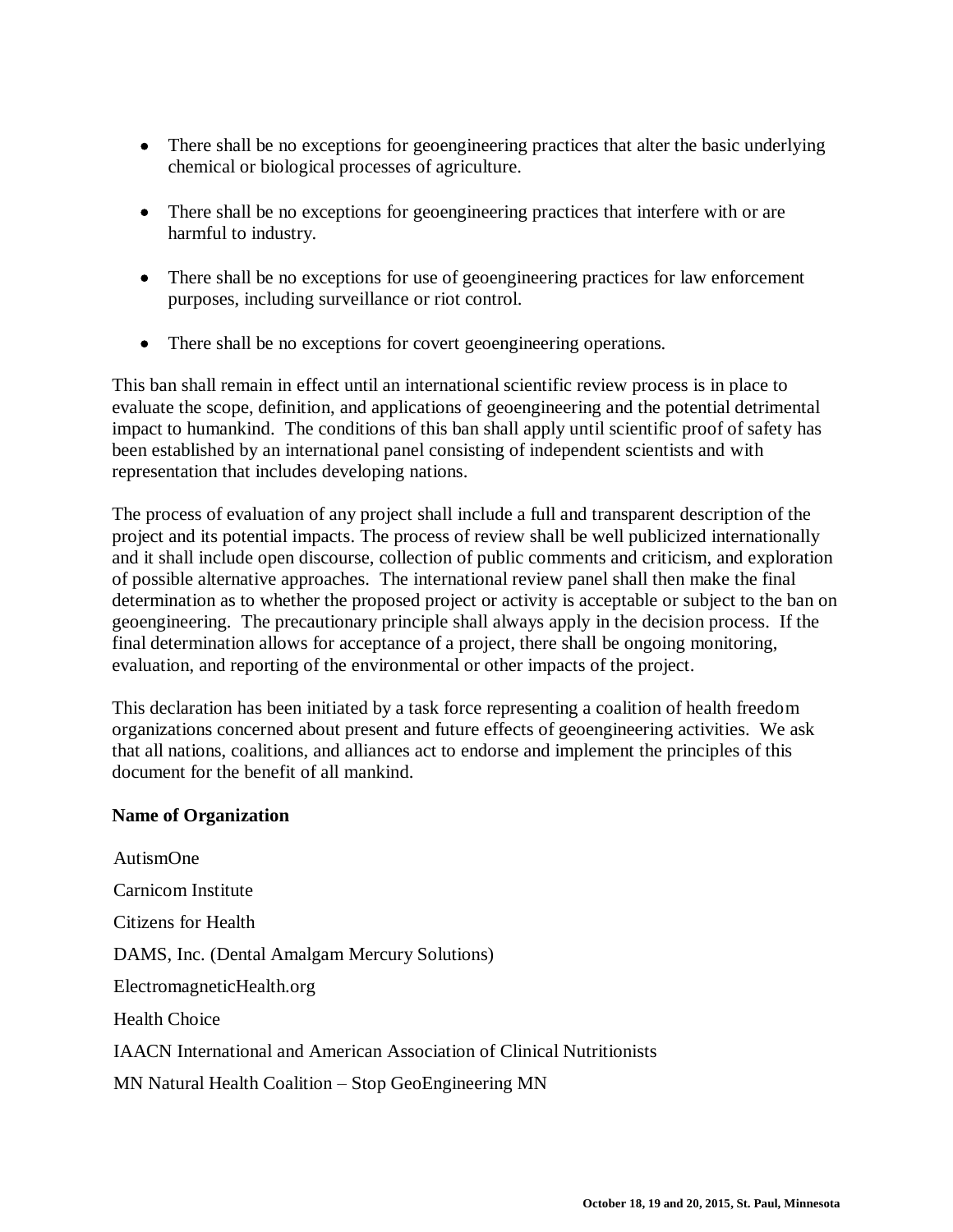- There shall be no exceptions for geoengineering practices that alter the basic underlying chemical or biological processes of agriculture.

- There shall be no exceptions for geoengineering practices that interfere with or are harmful to industry.

- There shall be no exceptions for use of geoengineering practices for law enforcement purposes, including surveillance or riot control.

- There shall be no exceptions for covert geoengineering operations.

This ban shall remain in effect until an international scientific review process is in place to evaluate the scope, definition, and applications of geoengineering and the potential detrimental impact to humankind. The conditions of this ban shall apply until scientific proof of safety has been established by an international panel consisting of independent scientists and with representation that includes developing nations.

The process of evaluation of any project shall include a full and transparent description of the project and its potential impacts. The process of review shall be well publicized internationally and it shall include open discourse, collection of public comments and criticism, and exploration of possible alternative approaches. The international review panel shall then make the final determination as to whether the proposed project or activity is acceptable or subject to the ban on geoengineering. The precautionary principle shall always apply in the decision process. If the final determination allows for acceptance of a project, there shall be ongoing monitoring, evaluation, and reporting of the environmental or other impacts of the project.

This declaration has been initiated by a task force representing a coalition of health freedom organizations concerned about present and future effects of geoengineering activities. We ask that all nations, coalitions, and alliances act to endorse and implement the principles of this document for the benefit of all mankind.

**Name of Organization**

AutismOne

Carnicom Institute

Citizens for Health

DAMS, Inc. (Dental Amalgam Mercury Solutions)

ElectromagneticHealth.org

Health Choice

IAACN International and American Association of Clinical Nutritionists

MN Natural Health Coalition – Stop GeoEngineering MN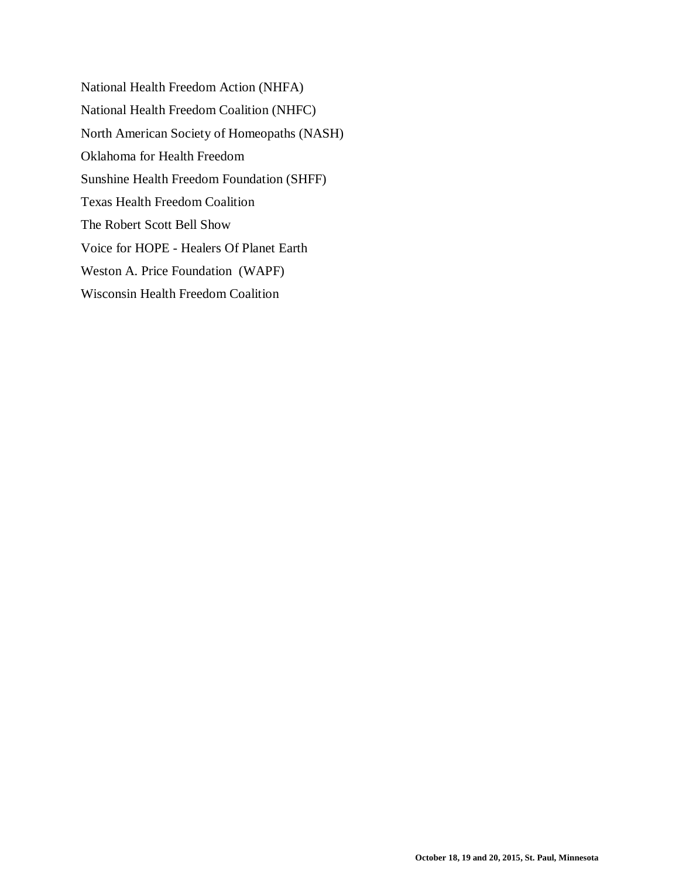National Health Freedom Action (NHFA)

National Health Freedom Coalition (NHFC)

North American Society of Homeopaths (NASH)

Oklahoma for Health Freedom

Sunshine Health Freedom Foundation (SHFF)

Texas Health Freedom Coalition

The Robert Scott Bell Show

Voice for HOPE - Healers Of Planet Earth

Weston A. Price Foundation (WAPF)

Wisconsin Health Freedom Coalition